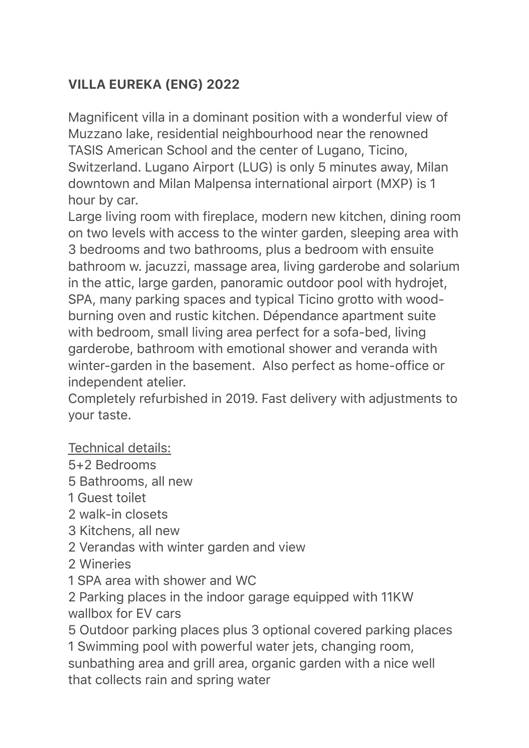# VILLA EUREKA (ENG) 2022

Magnificent villa in a dominant position with a wonderful view of Muzzano lake, residential neighbourhood near the renowned TASIS American School and the center of Lugano, Ticino, Switzerland. Lugano Airport (LUG) is only 5 minutes away, Milan downtown and Milan Malpensa international airport (MXP) is 1 hour by car.

Large living room with fireplace, modern new kitchen, dining room on two levels with access to the winter garden, sleeping area with 3 bedrooms and two bathrooms, plus a bedroom with ensuite bathroom w. jacuzzi, massage area, living garderobe and solarium in the attic, large garden, panoramic outdoor pool with hydrojet, SPA, many parking spaces and typical Ticino grotto with wood-burning oven and rustic kitchen. Dépendance apartment suite with bedroom, small living area perfect for a sofa-bed, living garderobe, bathroom with emotional shower and veranda with winter-garden in the basement. Also perfect as home-office or independent atelier.

Completely refurbished in 2019. Fast delivery with adjustments to your taste.

<u>Technical details:</u>

5+2 Bedrooms
5 Bathrooms, all new
1 Guest toilet
2 walk-in closets
3 Kitchens, all new
2 Verandas with winter garden and view
2 Wineries
1 SPA area with shower and WC
2 Parking places in the indoor garage equipped with 11KW wallbox for EV cars
5 Outdoor parking places plus 3 optional covered parking places
1 Swimming pool with powerful water jets, changing room, sunbathing area and grill area, organic garden with a nice well that collects rain and spring water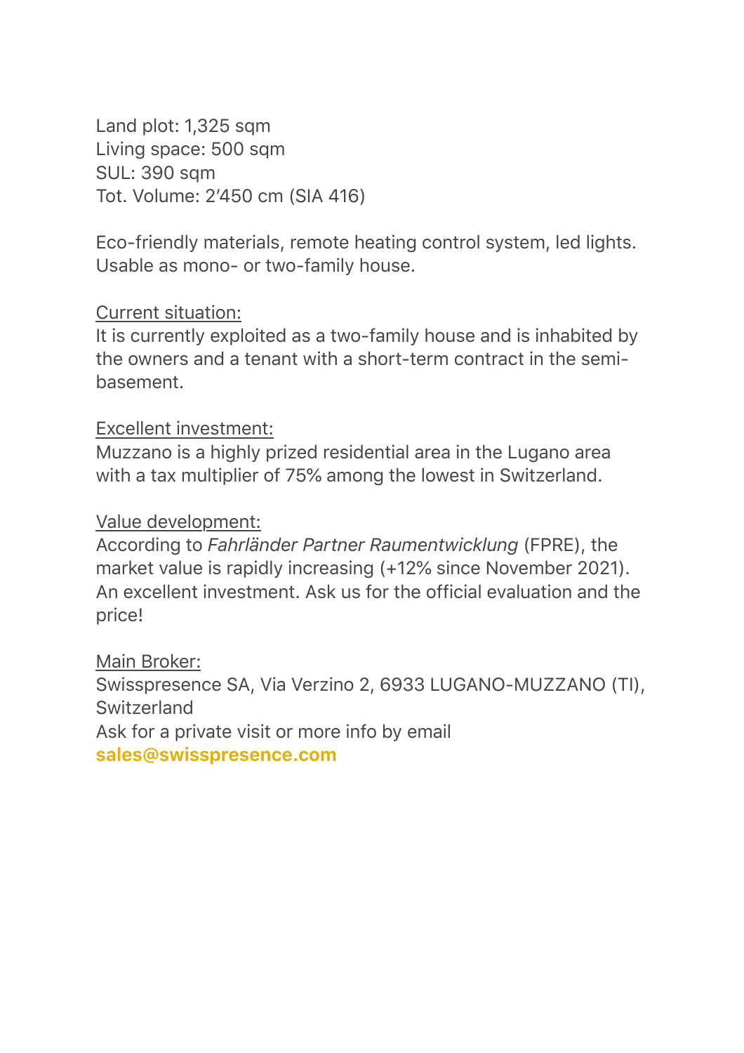Land plot: 1,325 sqm
Living space: 500 sqm
SUL: 390 sqm
Tot. Volume: 2'450 cm (SIA 416)

Eco-friendly materials, remote heating control system, led lights.
Usable as mono- or two-family house.

<u>Current situation:</u>
It is currently exploited as a two-family house and is inhabited by the owners and a tenant with a short-term contract in the semi-basement.

<u>Excellent investment:</u>
Muzzano is a highly prized residential area in the Lugano area with a tax multiplier of 75% among the lowest in Switzerland.

<u>Value development:</u>
According to *Fahrländer Partner Raumentwicklung* (FPRE), the market value is rapidly increasing (+12% since November 2021). An excellent investment. Ask us for the official evaluation and the price!

<u>Main Broker:</u>
Swisspresence SA, Via Verzino 2, 6933 LUGANO-MUZZANO (TI), Switzerland
Ask for a private visit or more info by email
**sales@swisspresence.com**